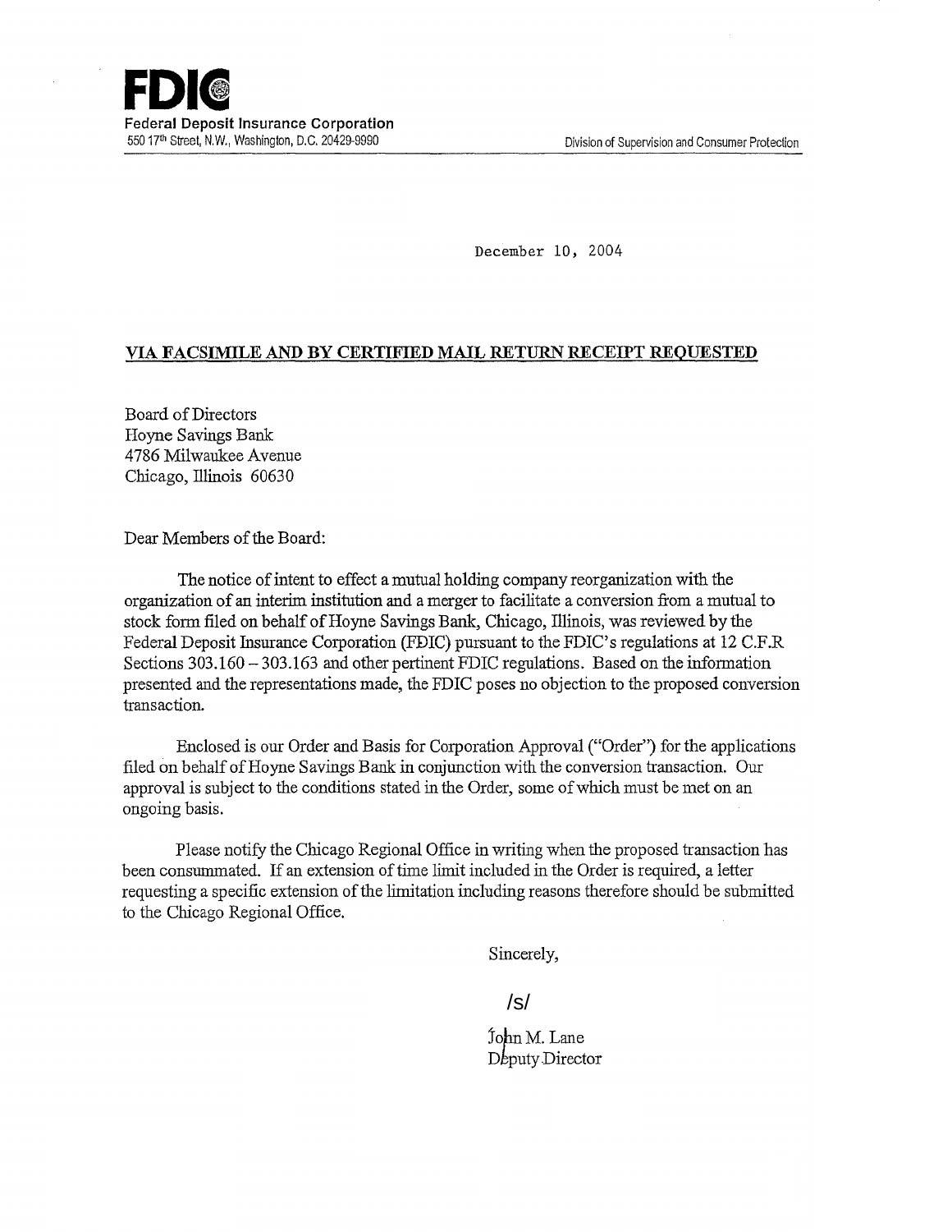**FDIC**
**Federal Deposit Insurance Corporation**
550 17th Street, N.W., Washington, D.C. 20429-9990

Division of Supervision and Consumer Protection

December 10, 2004

**VIA FACSIMILE AND BY CERTIFIED MAIL RETURN RECEIPT REQUESTED**

Board of Directors
Hoyne Savings Bank
4786 Milwaukee Avenue
Chicago, Illinois 60630

Dear Members of the Board:

The notice of intent to effect a mutual holding company reorganization with the organization of an interim institution and a merger to facilitate a conversion from a mutual to stock form filed on behalf of Hoyne Savings Bank, Chicago, Illinois, was reviewed by the Federal Deposit Insurance Corporation (FDIC) pursuant to the FDIC's regulations at 12 C.F.R Sections 303.160 – 303.163 and other pertinent FDIC regulations. Based on the information presented and the representations made, the FDIC poses no objection to the proposed conversion transaction.

Enclosed is our Order and Basis for Corporation Approval ("Order") for the applications filed on behalf of Hoyne Savings Bank in conjunction with the conversion transaction. Our approval is subject to the conditions stated in the Order, some of which must be met on an ongoing basis.

Please notify the Chicago Regional Office in writing when the proposed transaction has been consummated. If an extension of time limit included in the Order is required, a letter requesting a specific extension of the limitation including reasons therefore should be submitted to the Chicago Regional Office.

Sincerely,

/s/

John M. Lane
Deputy Director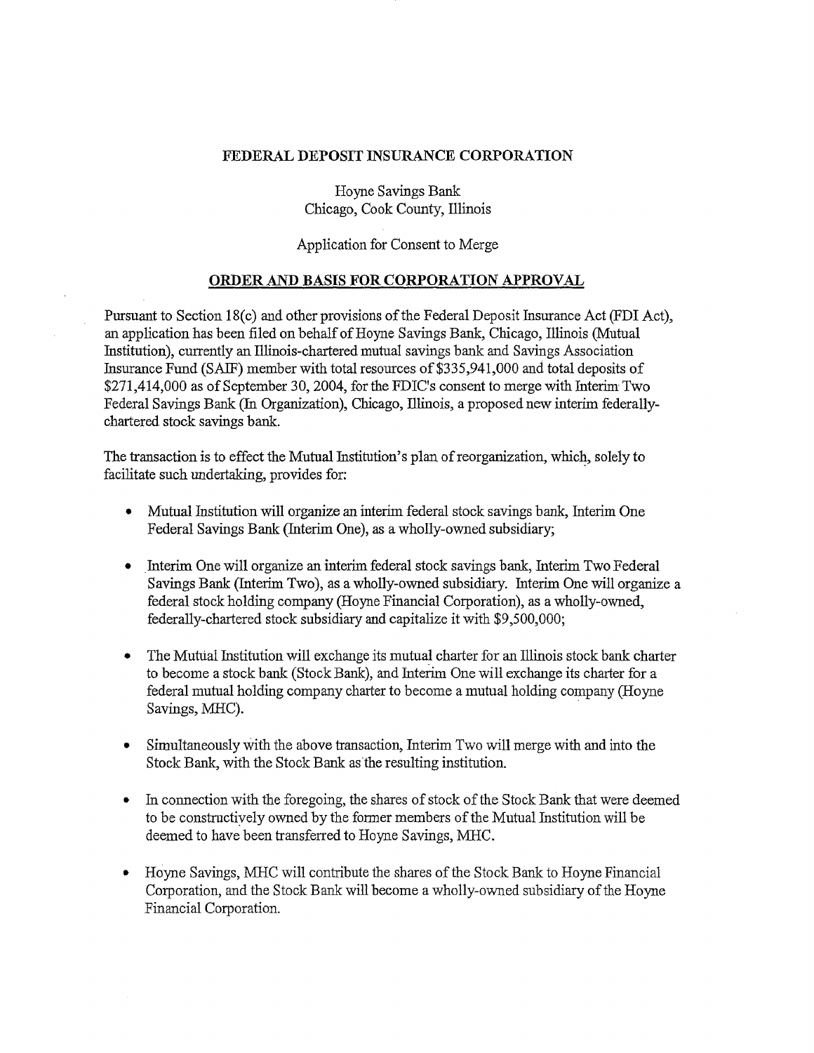## FEDERAL DEPOSIT INSURANCE CORPORATION

Hoyne Savings Bank
Chicago, Cook County, Illinois

Application for Consent to Merge

**ORDER AND BASIS FOR CORPORATION APPROVAL**

Pursuant to Section 18(c) and other provisions of the Federal Deposit Insurance Act (FDI Act), an application has been filed on behalf of Hoyne Savings Bank, Chicago, Illinois (Mutual Institution), currently an Illinois-chartered mutual savings bank and Savings Association Insurance Fund (SAIF) member with total resources of $335,941,000 and total deposits of $271,414,000 as of September 30, 2004, for the FDIC's consent to merge with Interim Two Federal Savings Bank (In Organization), Chicago, Illinois, a proposed new interim federally-chartered stock savings bank.

The transaction is to effect the Mutual Institution's plan of reorganization, which, solely to facilitate such undertaking, provides for:

- Mutual Institution will organize an interim federal stock savings bank, Interim One Federal Savings Bank (Interim One), as a wholly-owned subsidiary;
- Interim One will organize an interim federal stock savings bank, Interim Two Federal Savings Bank (Interim Two), as a wholly-owned subsidiary. Interim One will organize a federal stock holding company (Hoyne Financial Corporation), as a wholly-owned, federally-chartered stock subsidiary and capitalize it with $9,500,000;
- The Mutual Institution will exchange its mutual charter for an Illinois stock bank charter to become a stock bank (Stock Bank), and Interim One will exchange its charter for a federal mutual holding company charter to become a mutual holding company (Hoyne Savings, MHC).
- Simultaneously with the above transaction, Interim Two will merge with and into the Stock Bank, with the Stock Bank as the resulting institution.
- In connection with the foregoing, the shares of stock of the Stock Bank that were deemed to be constructively owned by the former members of the Mutual Institution will be deemed to have been transferred to Hoyne Savings, MHC.
- Hoyne Savings, MHC will contribute the shares of the Stock Bank to Hoyne Financial Corporation, and the Stock Bank will become a wholly-owned subsidiary of the Hoyne Financial Corporation.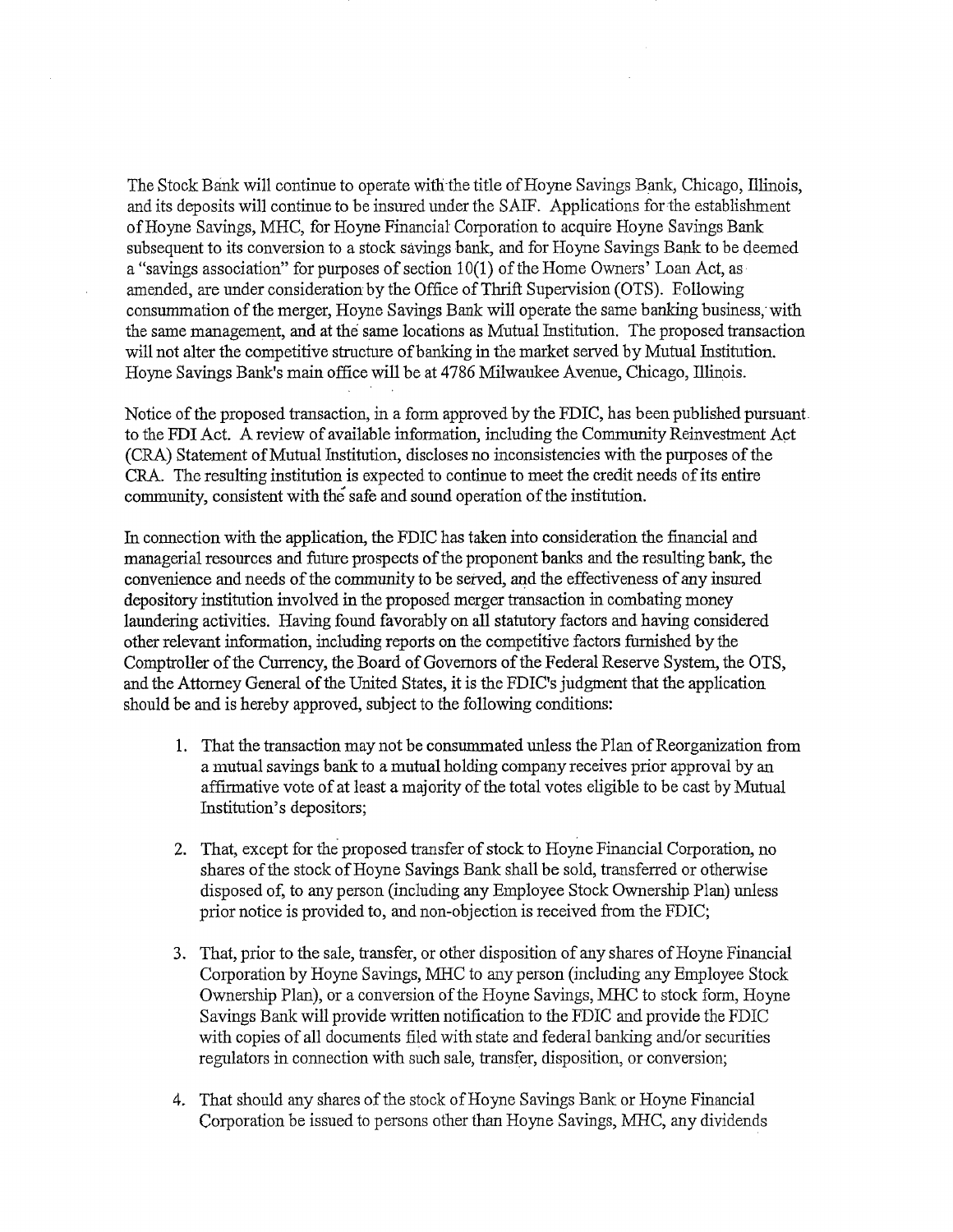The Stock Bank will continue to operate with the title of Hoyne Savings Bank, Chicago, Illinois, and its deposits will continue to be insured under the SAIF. Applications for the establishment of Hoyne Savings, MHC, for Hoyne Financial Corporation to acquire Hoyne Savings Bank subsequent to its conversion to a stock savings bank, and for Hoyne Savings Bank to be deemed a "savings association" for purposes of section 10(l) of the Home Owners' Loan Act, as amended, are under consideration by the Office of Thrift Supervision (OTS). Following consummation of the merger, Hoyne Savings Bank will operate the same banking business, with the same management, and at the same locations as Mutual Institution. The proposed transaction will not alter the competitive structure of banking in the market served by Mutual Institution. Hoyne Savings Bank's main office will be at 4786 Milwaukee Avenue, Chicago, Illinois.

Notice of the proposed transaction, in a form approved by the FDIC, has been published pursuant to the FDI Act. A review of available information, including the Community Reinvestment Act (CRA) Statement of Mutual Institution, discloses no inconsistencies with the purposes of the CRA. The resulting institution is expected to continue to meet the credit needs of its entire community, consistent with the safe and sound operation of the institution.

In connection with the application, the FDIC has taken into consideration the financial and managerial resources and future prospects of the proponent banks and the resulting bank, the convenience and needs of the community to be served, and the effectiveness of any insured depository institution involved in the proposed merger transaction in combating money laundering activities. Having found favorably on all statutory factors and having considered other relevant information, including reports on the competitive factors furnished by the Comptroller of the Currency, the Board of Governors of the Federal Reserve System, the OTS, and the Attorney General of the United States, it is the FDIC's judgment that the application should be and is hereby approved, subject to the following conditions:

1. That the transaction may not be consummated unless the Plan of Reorganization from a mutual savings bank to a mutual holding company receives prior approval by an affirmative vote of at least a majority of the total votes eligible to be cast by Mutual Institution's depositors;

2. That, except for the proposed transfer of stock to Hoyne Financial Corporation, no shares of the stock of Hoyne Savings Bank shall be sold, transferred or otherwise disposed of, to any person (including any Employee Stock Ownership Plan) unless prior notice is provided to, and non-objection is received from the FDIC;

3. That, prior to the sale, transfer, or other disposition of any shares of Hoyne Financial Corporation by Hoyne Savings, MHC to any person (including any Employee Stock Ownership Plan), or a conversion of the Hoyne Savings, MHC to stock form, Hoyne Savings Bank will provide written notification to the FDIC and provide the FDIC with copies of all documents filed with state and federal banking and/or securities regulators in connection with such sale, transfer, disposition, or conversion;

4. That should any shares of the stock of Hoyne Savings Bank or Hoyne Financial Corporation be issued to persons other than Hoyne Savings, MHC, any dividends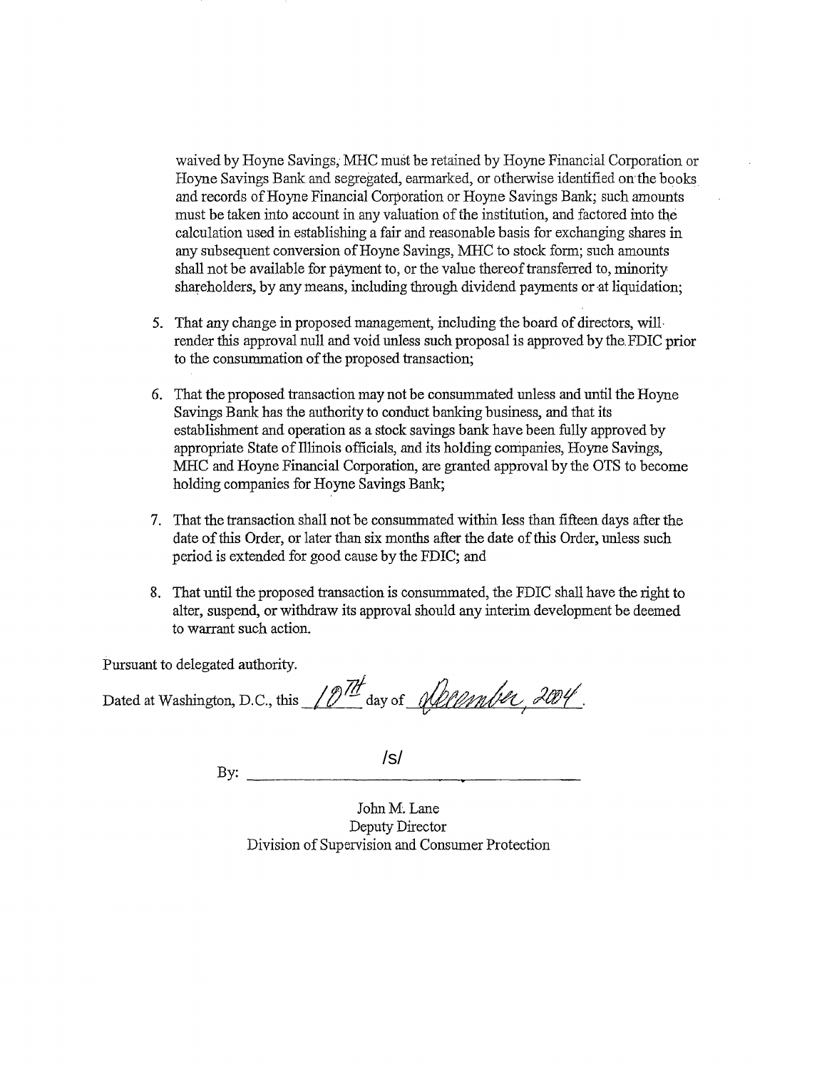waived by Hoyne Savings, MHC must be retained by Hoyne Financial Corporation or Hoyne Savings Bank and segregated, earmarked, or otherwise identified on the books and records of Hoyne Financial Corporation or Hoyne Savings Bank; such amounts must be taken into account in any valuation of the institution, and factored into the calculation used in establishing a fair and reasonable basis for exchanging shares in any subsequent conversion of Hoyne Savings, MHC to stock form; such amounts shall not be available for payment to, or the value thereof transferred to, minority shareholders, by any means, including through dividend payments or at liquidation;

5. That any change in proposed management, including the board of directors, will render this approval null and void unless such proposal is approved by the FDIC prior to the consummation of the proposed transaction;

6. That the proposed transaction may not be consummated unless and until the Hoyne Savings Bank has the authority to conduct banking business, and that its establishment and operation as a stock savings bank have been fully approved by appropriate State of Illinois officials, and its holding companies, Hoyne Savings, MHC and Hoyne Financial Corporation, are granted approval by the OTS to become holding companies for Hoyne Savings Bank;

7. That the transaction shall not be consummated within less than fifteen days after the date of this Order, or later than six months after the date of this Order, unless such period is extended for good cause by the FDIC; and

8. That until the proposed transaction is consummated, the FDIC shall have the right to alter, suspend, or withdraw its approval should any interim development be deemed to warrant such action.

Pursuant to delegated authority.

Dated at Washington, D.C., this 10th day of December, 2004.

By: /s/

John M. Lane
Deputy Director
Division of Supervision and Consumer Protection